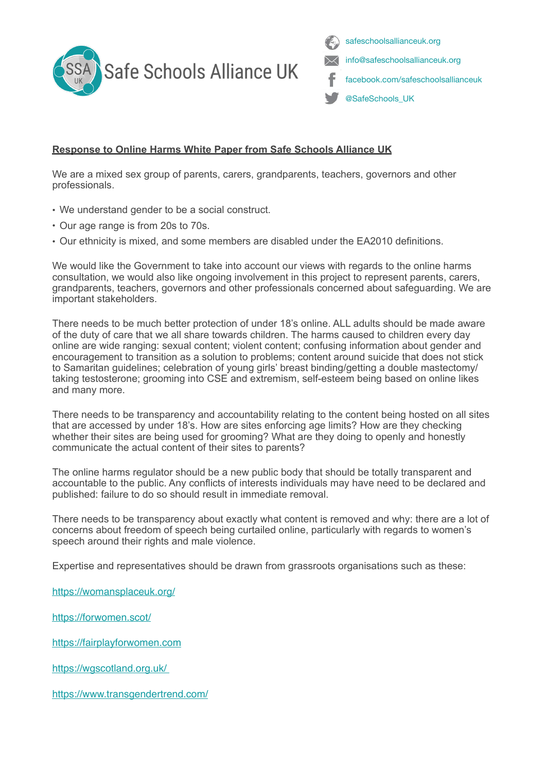Safe Schools Alliance UK

safeschoolsallianceuk.org

info@safeschoolsallianceuk.org

facebook.com/safeschoolsallianceuk

@SafeSchools_UK

**Response to Online Harms White Paper from Safe Schools Alliance UK**

We are a mixed sex group of parents, carers, grandparents, teachers, governors and other professionals.

- We understand gender to be a social construct.
- Our age range is from 20s to 70s.
- Our ethnicity is mixed, and some members are disabled under the EA2010 definitions.

We would like the Government to take into account our views with regards to the online harms consultation, we would also like ongoing involvement in this project to represent parents, carers, grandparents, teachers, governors and other professionals concerned about safeguarding. We are important stakeholders.

There needs to be much better protection of under 18's online. ALL adults should be made aware of the duty of care that we all share towards children. The harms caused to children every day online are wide ranging: sexual content; violent content; confusing information about gender and encouragement to transition as a solution to problems; content around suicide that does not stick to Samaritan guidelines; celebration of young girls' breast binding/getting a double mastectomy/ taking testosterone; grooming into CSE and extremism, self-esteem being based on online likes and many more.

There needs to be transparency and accountability relating to the content being hosted on all sites that are accessed by under 18's. How are sites enforcing age limits? How are they checking whether their sites are being used for grooming? What are they doing to openly and honestly communicate the actual content of their sites to parents?

The online harms regulator should be a new public body that should be totally transparent and accountable to the public. Any conflicts of interests individuals may have need to be declared and published: failure to do so should result in immediate removal.

There needs to be transparency about exactly what content is removed and why: there are a lot of concerns about freedom of speech being curtailed online, particularly with regards to women's speech around their rights and male violence.

Expertise and representatives should be drawn from grassroots organisations such as these:

https://womansplaceuk.org/

https://forwomen.scot/

https://fairplayforwomen.com

https://wgscotland.org.uk/

https://www.transgendertrend.com/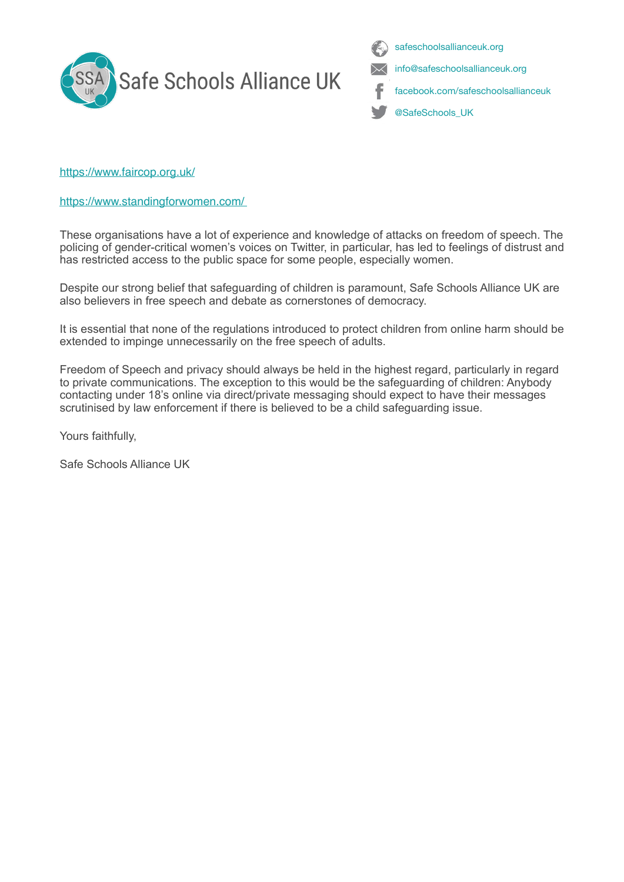https://www.faircop.org.uk/

https://www.standingforwomen.com/

These organisations have a lot of experience and knowledge of attacks on freedom of speech. The policing of gender-critical women's voices on Twitter, in particular, has led to feelings of distrust and has restricted access to the public space for some people, especially women.

Despite our strong belief that safeguarding of children is paramount, Safe Schools Alliance UK are also believers in free speech and debate as cornerstones of democracy.

It is essential that none of the regulations introduced to protect children from online harm should be extended to impinge unnecessarily on the free speech of adults.

Freedom of Speech and privacy should always be held in the highest regard, particularly in regard to private communications. The exception to this would be the safeguarding of children: Anybody contacting under 18's online via direct/private messaging should expect to have their messages scrutinised by law enforcement if there is believed to be a child safeguarding issue.

Yours faithfully,

Safe Schools Alliance UK